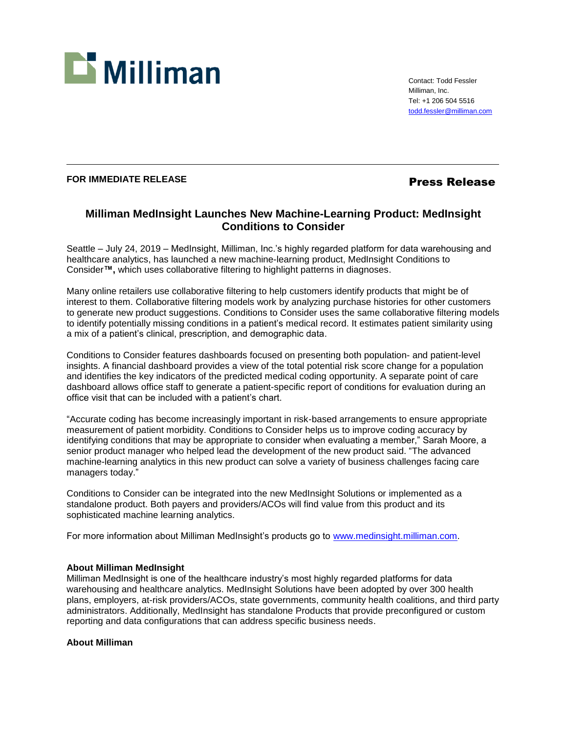Milliman

Contact: Todd Fessler
Milliman, Inc.
Tel: +1 206 504 5516
todd.fessler@milliman.com

---

**FOR IMMEDIATE RELEASE**

**Press Release**

## Milliman MedInsight Launches New Machine-Learning Product: MedInsight Conditions to Consider

Seattle – July 24, 2019 – MedInsight, Milliman, Inc.'s highly regarded platform for data warehousing and healthcare analytics, has launched a new machine-learning product, MedInsight Conditions to Consider**™,** which uses collaborative filtering to highlight patterns in diagnoses.

Many online retailers use collaborative filtering to help customers identify products that might be of interest to them. Collaborative filtering models work by analyzing purchase histories for other customers to generate new product suggestions. Conditions to Consider uses the same collaborative filtering models to identify potentially missing conditions in a patient's medical record. It estimates patient similarity using a mix of a patient's clinical, prescription, and demographic data.

Conditions to Consider features dashboards focused on presenting both population- and patient-level insights. A financial dashboard provides a view of the total potential risk score change for a population and identifies the key indicators of the predicted medical coding opportunity. A separate point of care dashboard allows office staff to generate a patient-specific report of conditions for evaluation during an office visit that can be included with a patient's chart.

"Accurate coding has become increasingly important in risk-based arrangements to ensure appropriate measurement of patient morbidity. Conditions to Consider helps us to improve coding accuracy by identifying conditions that may be appropriate to consider when evaluating a member," Sarah Moore, a senior product manager who helped lead the development of the new product said. "The advanced machine-learning analytics in this new product can solve a variety of business challenges facing care managers today."

Conditions to Consider can be integrated into the new MedInsight Solutions or implemented as a standalone product. Both payers and providers/ACOs will find value from this product and its sophisticated machine learning analytics.

For more information about Milliman MedInsight's products go to www.medinsight.milliman.com.

**About Milliman MedInsight**
Milliman MedInsight is one of the healthcare industry's most highly regarded platforms for data warehousing and healthcare analytics. MedInsight Solutions have been adopted by over 300 health plans, employers, at-risk providers/ACOs, state governments, community health coalitions, and third party administrators. Additionally, MedInsight has standalone Products that provide preconfigured or custom reporting and data configurations that can address specific business needs.

**About Milliman**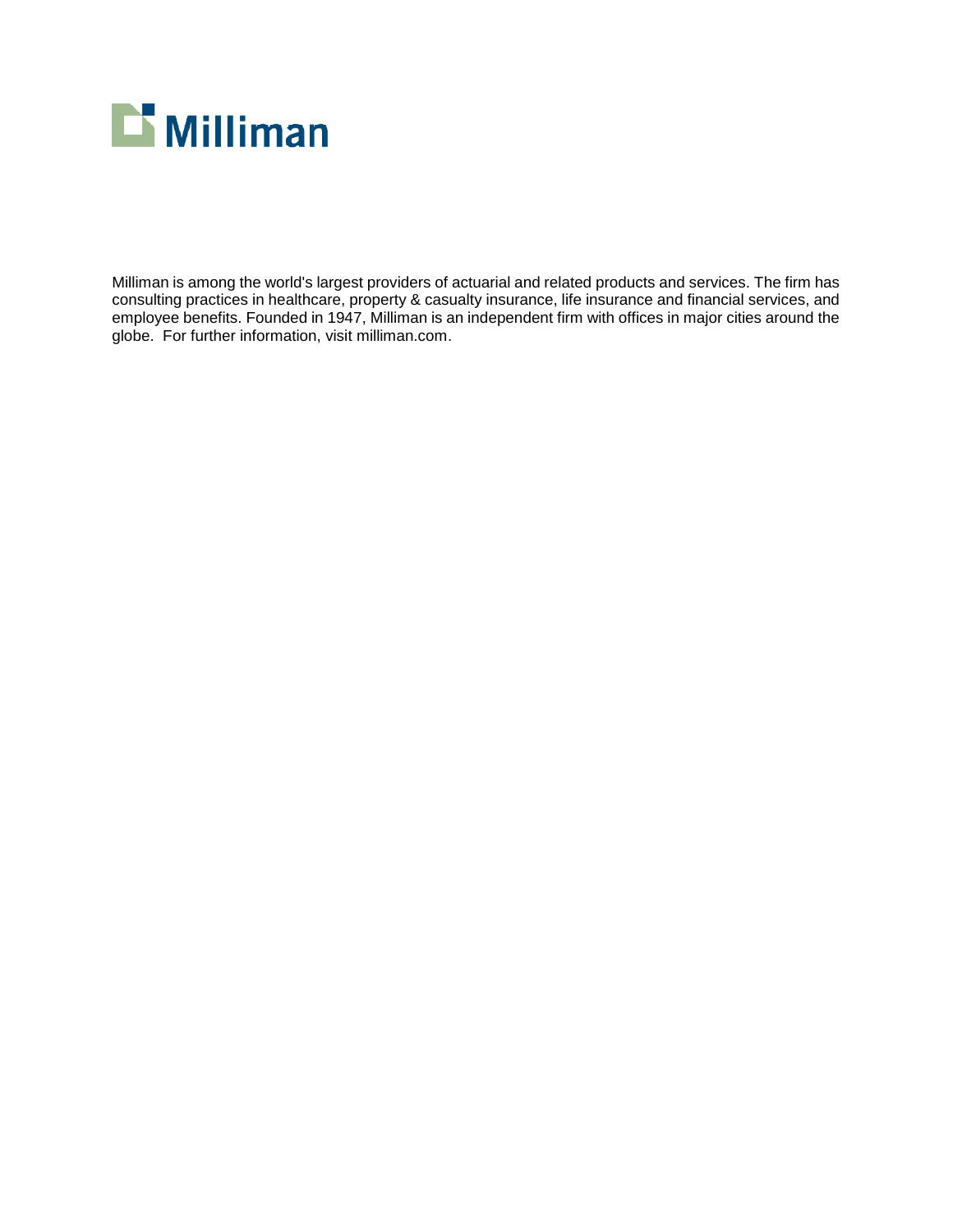Milliman

Milliman is among the world's largest providers of actuarial and related products and services. The firm has consulting practices in healthcare, property & casualty insurance, life insurance and financial services, and employee benefits. Founded in 1947, Milliman is an independent firm with offices in major cities around the globe. For further information, visit milliman.com.